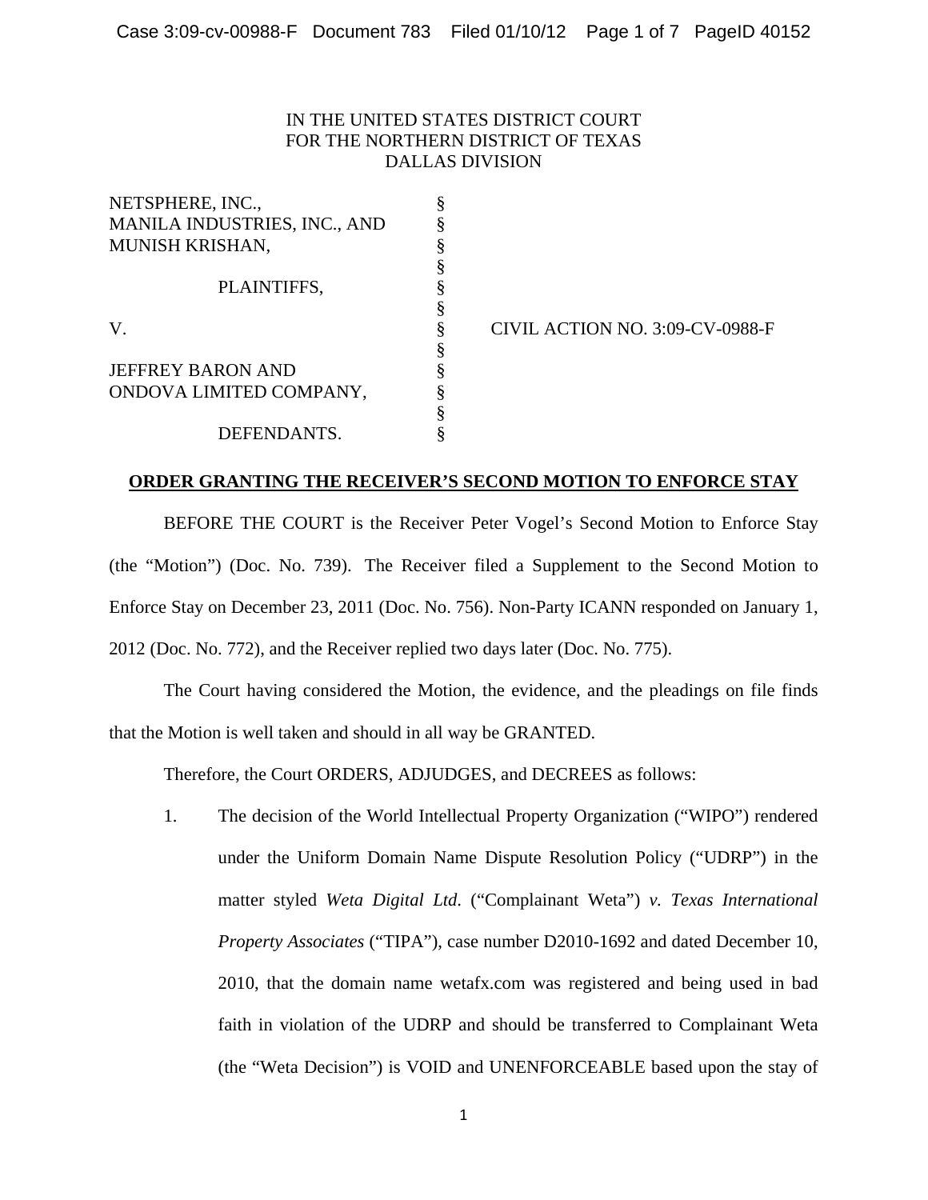IN THE UNITED STATES DISTRICT COURT
FOR THE NORTHERN DISTRICT OF TEXAS
DALLAS DIVISION

| | | |
|---|---|---|
| NETSPHERE, INC., MANILA INDUSTRIES, INC., AND MUNISH KRISHAN, | § | |
| PLAINTIFFS, | § | |
| V. | § | CIVIL ACTION NO. 3:09-CV-0988-F |
| JEFFREY BARON AND ONDOVA LIMITED COMPANY, | § | |
| DEFENDANTS. | § | |

## ORDER GRANTING THE RECEIVER'S SECOND MOTION TO ENFORCE STAY

BEFORE THE COURT is the Receiver Peter Vogel's Second Motion to Enforce Stay (the "Motion") (Doc. No. 739). The Receiver filed a Supplement to the Second Motion to Enforce Stay on December 23, 2011 (Doc. No. 756). Non-Party ICANN responded on January 1, 2012 (Doc. No. 772), and the Receiver replied two days later (Doc. No. 775).

The Court having considered the Motion, the evidence, and the pleadings on file finds that the Motion is well taken and should in all way be GRANTED.

Therefore, the Court ORDERS, ADJUDGES, and DECREES as follows:

1. The decision of the World Intellectual Property Organization ("WIPO") rendered under the Uniform Domain Name Dispute Resolution Policy ("UDRP") in the matter styled *Weta Digital Ltd.* ("Complainant Weta") *v. Texas International Property Associates* ("TIPA"), case number D2010-1692 and dated December 10, 2010, that the domain name wetafx.com was registered and being used in bad faith in violation of the UDRP and should be transferred to Complainant Weta (the "Weta Decision") is VOID and UNENFORCEABLE based upon the stay of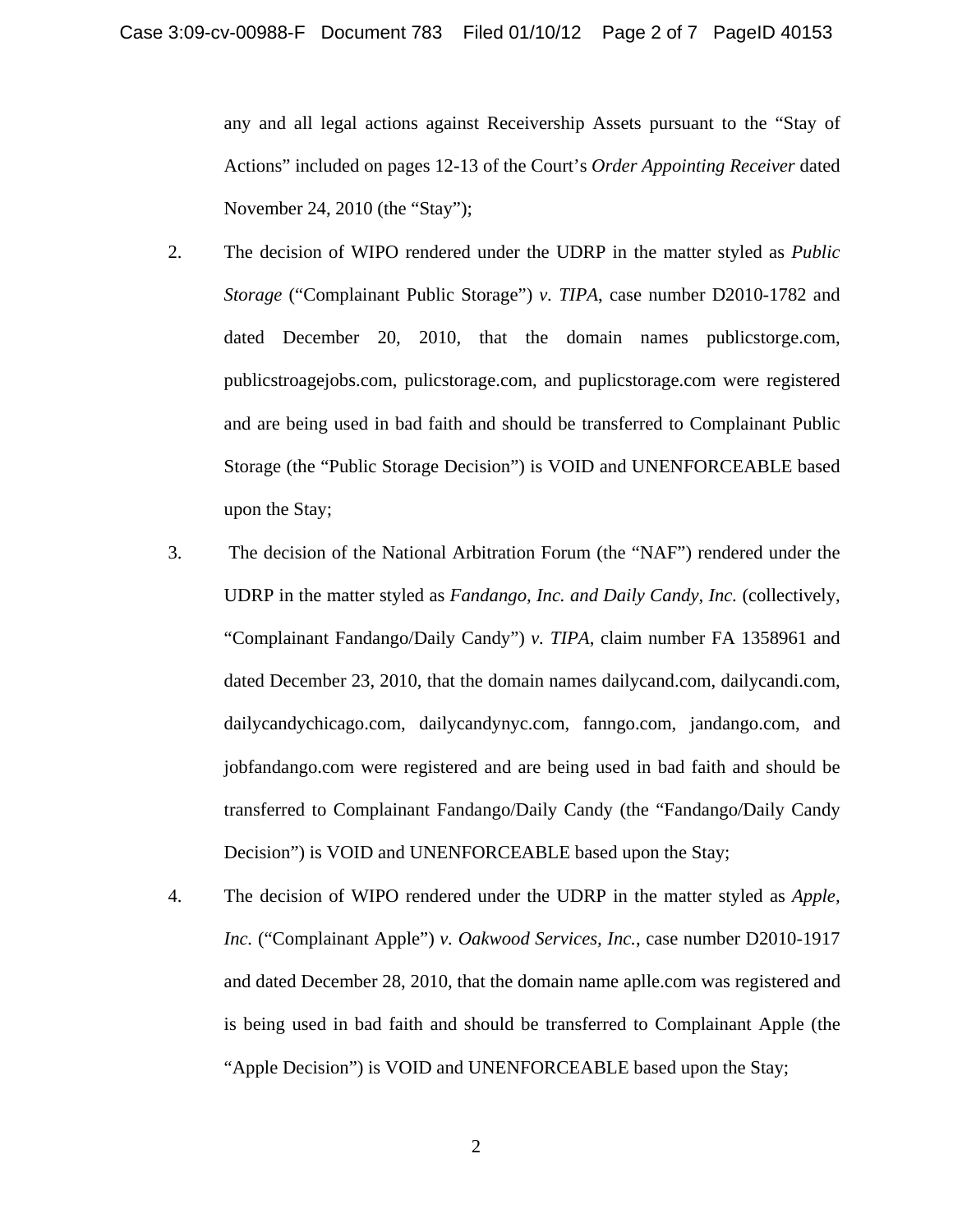any and all legal actions against Receivership Assets pursuant to the "Stay of Actions" included on pages 12-13 of the Court's *Order Appointing Receiver* dated November 24, 2010 (the "Stay");

2. The decision of WIPO rendered under the UDRP in the matter styled as *Public Storage* ("Complainant Public Storage") *v. TIPA*, case number D2010-1782 and dated December 20, 2010, that the domain names publicstorge.com, publicstroagejobs.com, pulicstorage.com, and puplicstorage.com were registered and are being used in bad faith and should be transferred to Complainant Public Storage (the "Public Storage Decision") is VOID and UNENFORCEABLE based upon the Stay;

3. The decision of the National Arbitration Forum (the "NAF") rendered under the UDRP in the matter styled as *Fandango, Inc. and Daily Candy, Inc.* (collectively, "Complainant Fandango/Daily Candy") *v. TIPA*, claim number FA 1358961 and dated December 23, 2010, that the domain names dailycand.com, dailycandi.com, dailycandychicago.com, dailycandynyc.com, fanngo.com, jandango.com, and jobfandango.com were registered and are being used in bad faith and should be transferred to Complainant Fandango/Daily Candy (the "Fandango/Daily Candy Decision") is VOID and UNENFORCEABLE based upon the Stay;

4. The decision of WIPO rendered under the UDRP in the matter styled as *Apple, Inc.* ("Complainant Apple") *v. Oakwood Services, Inc.*, case number D2010-1917 and dated December 28, 2010, that the domain name aplle.com was registered and is being used in bad faith and should be transferred to Complainant Apple (the "Apple Decision") is VOID and UNENFORCEABLE based upon the Stay;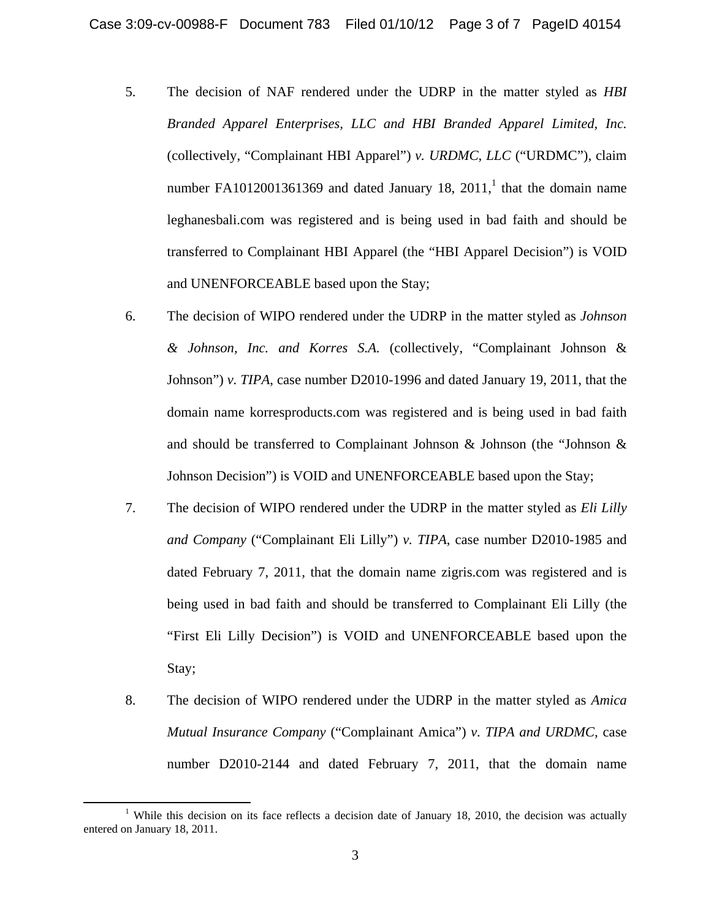5. The decision of NAF rendered under the UDRP in the matter styled as *HBI Branded Apparel Enterprises, LLC and HBI Branded Apparel Limited, Inc.* (collectively, "Complainant HBI Apparel") *v. URDMC, LLC* ("URDMC"), claim number FA1012001361369 and dated January 18, 2011,[1] that the domain name leghanesbali.com was registered and is being used in bad faith and should be transferred to Complainant HBI Apparel (the "HBI Apparel Decision") is VOID and UNENFORCEABLE based upon the Stay;

6. The decision of WIPO rendered under the UDRP in the matter styled as *Johnson & Johnson, Inc. and Korres S.A.* (collectively, "Complainant Johnson & Johnson") *v. TIPA*, case number D2010-1996 and dated January 19, 2011, that the domain name korresproducts.com was registered and is being used in bad faith and should be transferred to Complainant Johnson & Johnson (the "Johnson & Johnson Decision") is VOID and UNENFORCEABLE based upon the Stay;

7. The decision of WIPO rendered under the UDRP in the matter styled as *Eli Lilly and Company* ("Complainant Eli Lilly") *v. TIPA*, case number D2010-1985 and dated February 7, 2011, that the domain name zigris.com was registered and is being used in bad faith and should be transferred to Complainant Eli Lilly (the "First Eli Lilly Decision") is VOID and UNENFORCEABLE based upon the Stay;

8. The decision of WIPO rendered under the UDRP in the matter styled as *Amica Mutual Insurance Company* ("Complainant Amica") *v. TIPA and URDMC*, case number D2010-2144 and dated February 7, 2011, that the domain name

---

[1] While this decision on its face reflects a decision date of January 18, 2010, the decision was actually entered on January 18, 2011.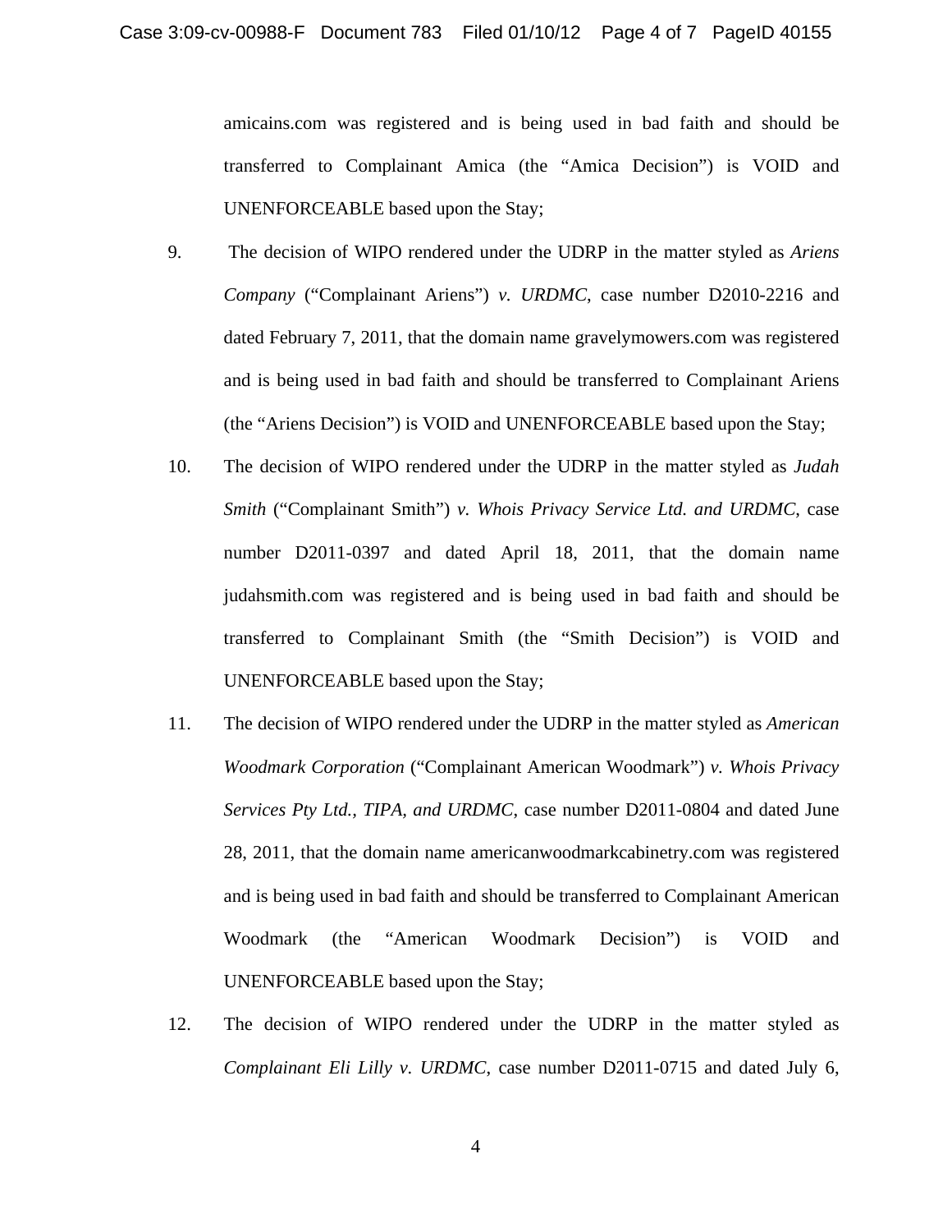amicains.com was registered and is being used in bad faith and should be transferred to Complainant Amica (the "Amica Decision") is VOID and UNENFORCEABLE based upon the Stay;

9. The decision of WIPO rendered under the UDRP in the matter styled as *Ariens Company* ("Complainant Ariens") *v. URDMC*, case number D2010-2216 and dated February 7, 2011, that the domain name gravelymowers.com was registered and is being used in bad faith and should be transferred to Complainant Ariens (the "Ariens Decision") is VOID and UNENFORCEABLE based upon the Stay;

10. The decision of WIPO rendered under the UDRP in the matter styled as *Judah Smith* ("Complainant Smith") *v. Whois Privacy Service Ltd. and URDMC*, case number D2011-0397 and dated April 18, 2011, that the domain name judahsmith.com was registered and is being used in bad faith and should be transferred to Complainant Smith (the "Smith Decision") is VOID and UNENFORCEABLE based upon the Stay;

11. The decision of WIPO rendered under the UDRP in the matter styled as *American Woodmark Corporation* ("Complainant American Woodmark") *v. Whois Privacy Services Pty Ltd., TIPA, and URDMC*, case number D2011-0804 and dated June 28, 2011, that the domain name americanwoodmarkcabinetry.com was registered and is being used in bad faith and should be transferred to Complainant American Woodmark (the "American Woodmark Decision") is VOID and UNENFORCEABLE based upon the Stay;

12. The decision of WIPO rendered under the UDRP in the matter styled as *Complainant Eli Lilly v. URDMC*, case number D2011-0715 and dated July 6,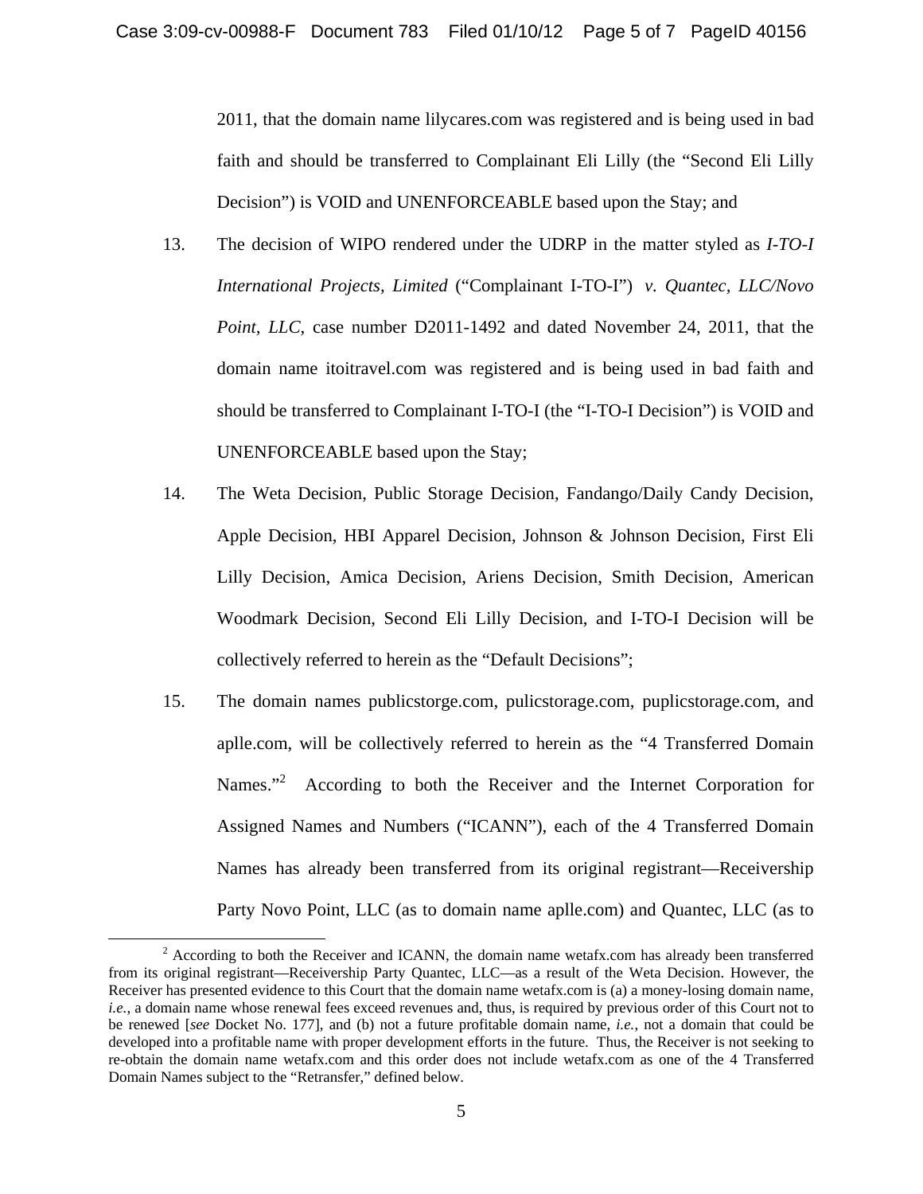2011, that the domain name lilycares.com was registered and is being used in bad faith and should be transferred to Complainant Eli Lilly (the "Second Eli Lilly Decision") is VOID and UNENFORCEABLE based upon the Stay; and

13. The decision of WIPO rendered under the UDRP in the matter styled as *I-TO-I International Projects, Limited* ("Complainant I-TO-I") *v. Quantec, LLC/Novo Point, LLC*, case number D2011-1492 and dated November 24, 2011, that the domain name itoitravel.com was registered and is being used in bad faith and should be transferred to Complainant I-TO-I (the "I-TO-I Decision") is VOID and UNENFORCEABLE based upon the Stay;

14. The Weta Decision, Public Storage Decision, Fandango/Daily Candy Decision, Apple Decision, HBI Apparel Decision, Johnson & Johnson Decision, First Eli Lilly Decision, Amica Decision, Ariens Decision, Smith Decision, American Woodmark Decision, Second Eli Lilly Decision, and I-TO-I Decision will be collectively referred to herein as the "Default Decisions";

15. The domain names publicstorge.com, pulicstorage.com, puplicstorage.com, and aplle.com, will be collectively referred to herein as the "4 Transferred Domain Names."[2] According to both the Receiver and the Internet Corporation for Assigned Names and Numbers ("ICANN"), each of the 4 Transferred Domain Names has already been transferred from its original registrant—Receivership Party Novo Point, LLC (as to domain name aplle.com) and Quantec, LLC (as to

---

[2] According to both the Receiver and ICANN, the domain name wetafx.com has already been transferred from its original registrant—Receivership Party Quantec, LLC—as a result of the Weta Decision. However, the Receiver has presented evidence to this Court that the domain name wetafx.com is (a) a money-losing domain name, *i.e.*, a domain name whose renewal fees exceed revenues and, thus, is required by previous order of this Court not to be renewed [*see* Docket No. 177], and (b) not a future profitable domain name, *i.e.*, not a domain that could be developed into a profitable name with proper development efforts in the future. Thus, the Receiver is not seeking to re-obtain the domain name wetafx.com and this order does not include wetafx.com as one of the 4 Transferred Domain Names subject to the "Retransfer," defined below.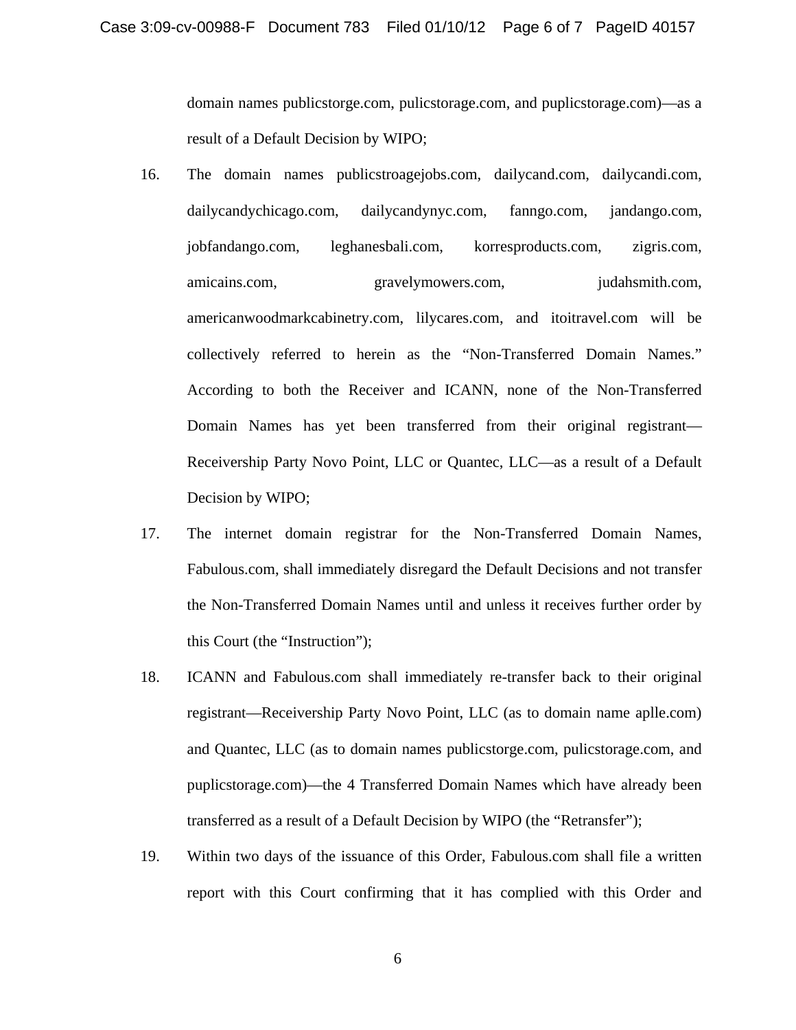domain names publicstorge.com, pulicstorage.com, and puplicstorage.com)—as a result of a Default Decision by WIPO;

16. The domain names publicstroagejobs.com, dailycand.com, dailycandi.com, dailycandychicago.com, dailycandynyc.com, fanngo.com, jandango.com, jobfandango.com, leghanesbali.com, korresproducts.com, zigris.com, amicains.com, gravelymowers.com, judahsmith.com, americanwoodmarkcabinetry.com, lilycares.com, and itoitravel.com will be collectively referred to herein as the "Non-Transferred Domain Names." According to both the Receiver and ICANN, none of the Non-Transferred Domain Names has yet been transferred from their original registrant—Receivership Party Novo Point, LLC or Quantec, LLC—as a result of a Default Decision by WIPO;

17. The internet domain registrar for the Non-Transferred Domain Names, Fabulous.com, shall immediately disregard the Default Decisions and not transfer the Non-Transferred Domain Names until and unless it receives further order by this Court (the "Instruction");

18. ICANN and Fabulous.com shall immediately re-transfer back to their original registrant—Receivership Party Novo Point, LLC (as to domain name aplle.com) and Quantec, LLC (as to domain names publicstorge.com, pulicstorage.com, and puplicstorage.com)—the 4 Transferred Domain Names which have already been transferred as a result of a Default Decision by WIPO (the "Retransfer");

19. Within two days of the issuance of this Order, Fabulous.com shall file a written report with this Court confirming that it has complied with this Order and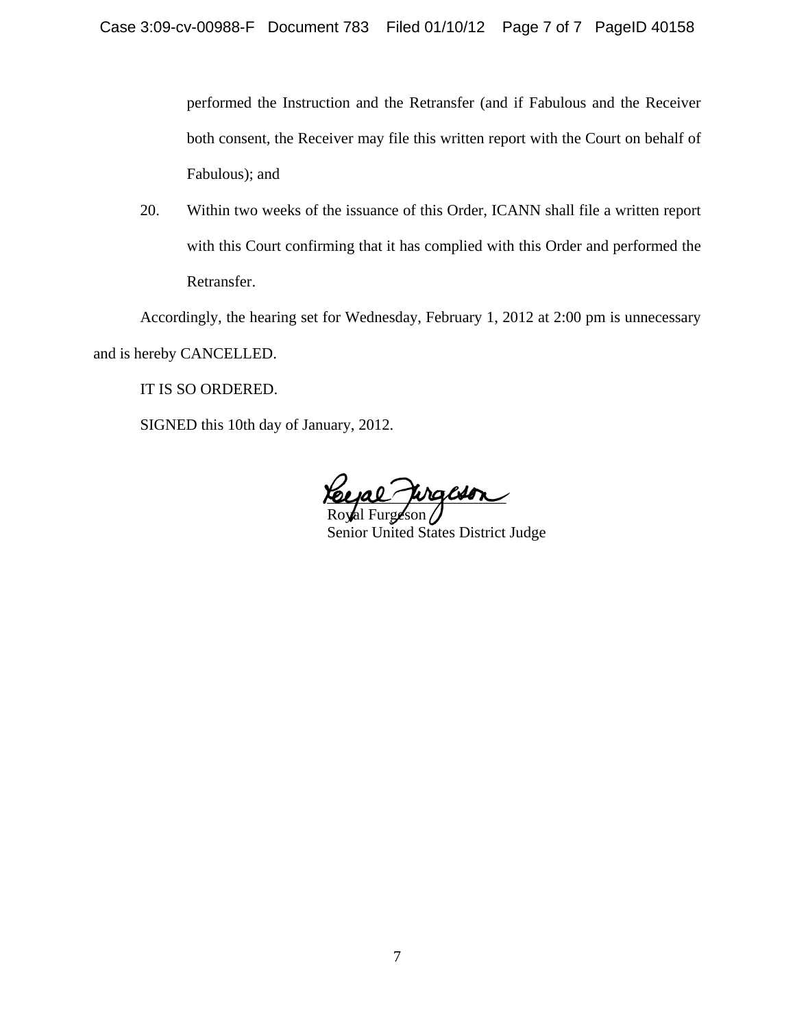performed the Instruction and the Retransfer (and if Fabulous and the Receiver both consent, the Receiver may file this written report with the Court on behalf of Fabulous); and

20. Within two weeks of the issuance of this Order, ICANN shall file a written report with this Court confirming that it has complied with this Order and performed the Retransfer.

Accordingly, the hearing set for Wednesday, February 1, 2012 at 2:00 pm is unnecessary and is hereby CANCELLED.

IT IS SO ORDERED.

SIGNED this 10th day of January, 2012.

Royal Furgeson
Senior United States District Judge